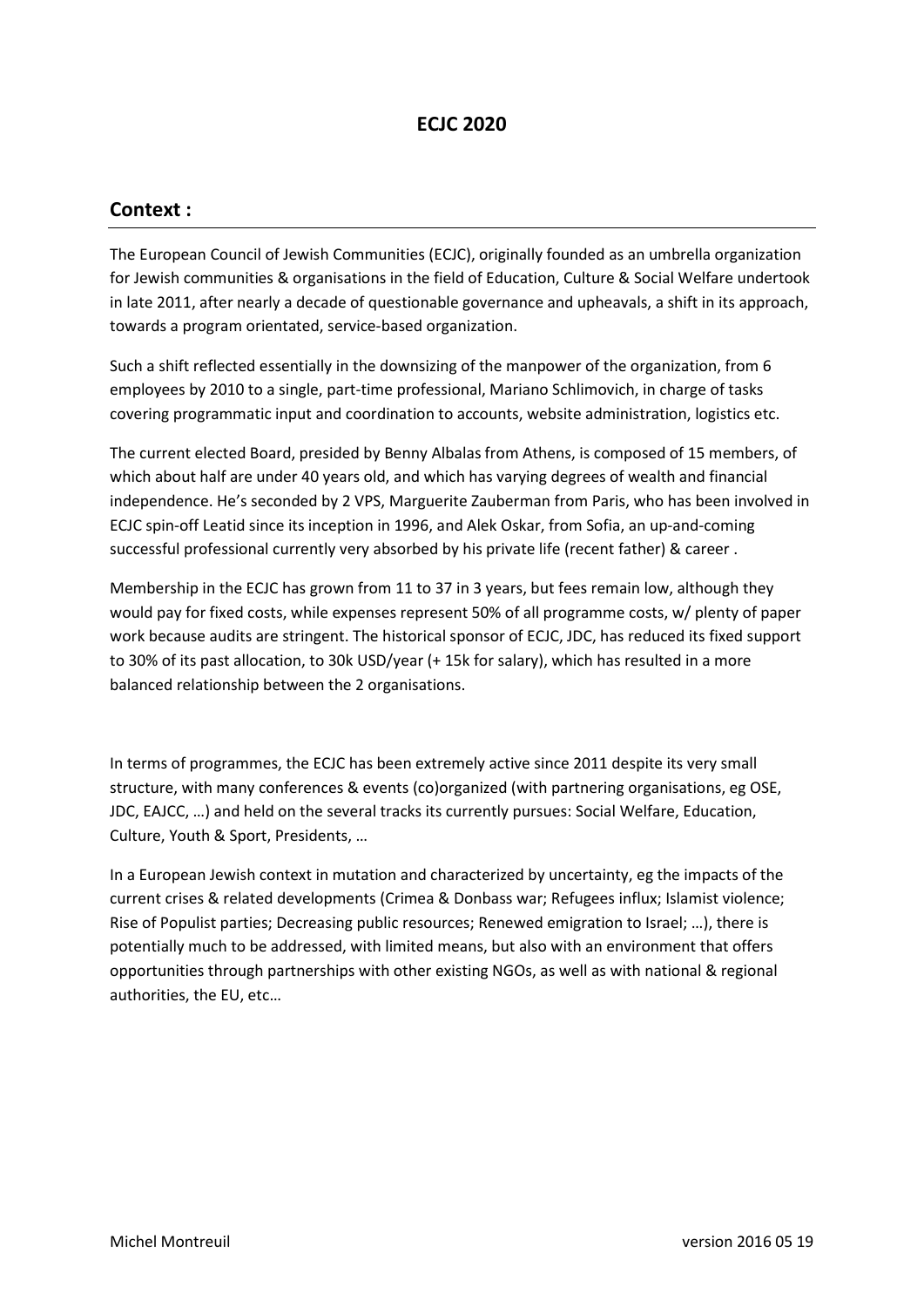# ECJC 2020

## Context :

The European Council of Jewish Communities (ECJC), originally founded as an umbrella organization for Jewish communities & organisations in the field of Education, Culture & Social Welfare undertook in late 2011, after nearly a decade of questionable governance and upheavals, a shift in its approach, towards a program orientated, service-based organization.

Such a shift reflected essentially in the downsizing of the manpower of the organization, from 6 employees by 2010 to a single, part-time professional, Mariano Schlimovich, in charge of tasks covering programmatic input and coordination to accounts, website administration, logistics etc.

The current elected Board, presided by Benny Albalas from Athens, is composed of 15 members, of which about half are under 40 years old, and which has varying degrees of wealth and financial independence. He's seconded by 2 VPS, Marguerite Zauberman from Paris, who has been involved in ECJC spin-off Leatid since its inception in 1996, and Alek Oskar, from Sofia, an up-and-coming successful professional currently very absorbed by his private life (recent father) & career .

Membership in the ECJC has grown from 11 to 37 in 3 years, but fees remain low, although they would pay for fixed costs, while expenses represent 50% of all programme costs, w/ plenty of paper work because audits are stringent. The historical sponsor of ECJC, JDC, has reduced its fixed support to 30% of its past allocation, to 30k USD/year (+ 15k for salary), which has resulted in a more balanced relationship between the 2 organisations.

In terms of programmes, the ECJC has been extremely active since 2011 despite its very small structure, with many conferences & events (co)organized (with partnering organisations, eg OSE, JDC, EAJCC, …) and held on the several tracks its currently pursues: Social Welfare, Education, Culture, Youth & Sport, Presidents, …

In a European Jewish context in mutation and characterized by uncertainty, eg the impacts of the current crises & related developments (Crimea & Donbass war; Refugees influx; Islamist violence; Rise of Populist parties; Decreasing public resources; Renewed emigration to Israel; …), there is potentially much to be addressed, with limited means, but also with an environment that offers opportunities through partnerships with other existing NGOs, as well as with national & regional authorities, the EU, etc…

Michel Montreuil version 2016 05 19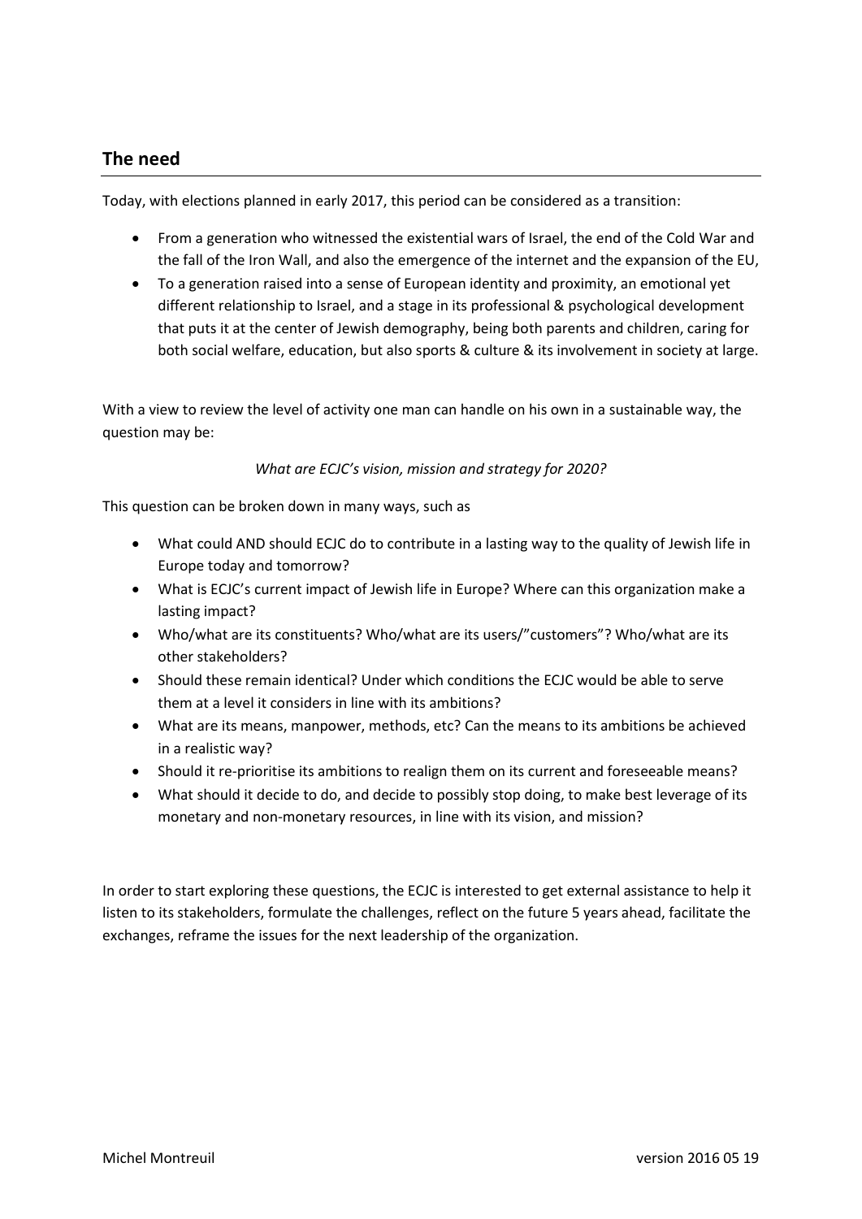## The need

Today, with elections planned in early 2017, this period can be considered as a transition:

- From a generation who witnessed the existential wars of Israel, the end of the Cold War and the fall of the Iron Wall, and also the emergence of the internet and the expansion of the EU,
- To a generation raised into a sense of European identity and proximity, an emotional yet different relationship to Israel, and a stage in its professional & psychological development that puts it at the center of Jewish demography, being both parents and children, caring for both social welfare, education, but also sports & culture & its involvement in society at large.

With a view to review the level of activity one man can handle on his own in a sustainable way, the question may be:

*What are ECJC's vision, mission and strategy for 2020?*

This question can be broken down in many ways, such as

- What could AND should ECJC do to contribute in a lasting way to the quality of Jewish life in Europe today and tomorrow?
- What is ECJC's current impact of Jewish life in Europe? Where can this organization make a lasting impact?
- Who/what are its constituents? Who/what are its users/"customers"? Who/what are its other stakeholders?
- Should these remain identical? Under which conditions the ECJC would be able to serve them at a level it considers in line with its ambitions?
- What are its means, manpower, methods, etc? Can the means to its ambitions be achieved in a realistic way?
- Should it re-prioritise its ambitions to realign them on its current and foreseeable means?
- What should it decide to do, and decide to possibly stop doing, to make best leverage of its monetary and non-monetary resources, in line with its vision, and mission?

In order to start exploring these questions, the ECJC is interested to get external assistance to help it listen to its stakeholders, formulate the challenges, reflect on the future 5 years ahead, facilitate the exchanges, reframe the issues for the next leadership of the organization.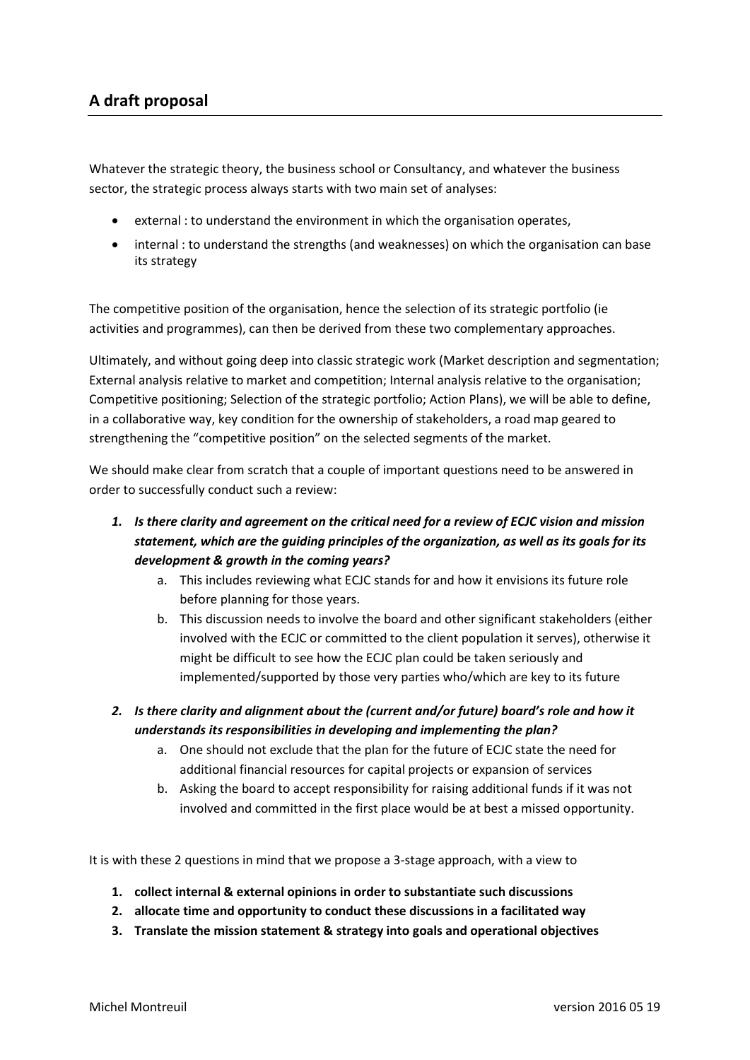## A draft proposal

Whatever the strategic theory, the business school or Consultancy, and whatever the business sector, the strategic process always starts with two main set of analyses:

- external : to understand the environment in which the organisation operates,
- internal : to understand the strengths (and weaknesses) on which the organisation can base its strategy

The competitive position of the organisation, hence the selection of its strategic portfolio (ie activities and programmes), can then be derived from these two complementary approaches.

Ultimately, and without going deep into classic strategic work (Market description and segmentation; External analysis relative to market and competition; Internal analysis relative to the organisation; Competitive positioning; Selection of the strategic portfolio; Action Plans), we will be able to define, in a collaborative way, key condition for the ownership of stakeholders, a road map geared to strengthening the "competitive position" on the selected segments of the market.

We should make clear from scratch that a couple of important questions need to be answered in order to successfully conduct such a review:

1. ***Is there clarity and agreement on the critical need for a review of ECJC vision and mission statement, which are the guiding principles of the organization, as well as its goals for its development & growth in the coming years?***
    a. This includes reviewing what ECJC stands for and how it envisions its future role before planning for those years.
    b. This discussion needs to involve the board and other significant stakeholders (either involved with the ECJC or committed to the client population it serves), otherwise it might be difficult to see how the ECJC plan could be taken seriously and implemented/supported by those very parties who/which are key to its future
2. ***Is there clarity and alignment about the (current and/or future) board's role and how it understands its responsibilities in developing and implementing the plan?***
    a. One should not exclude that the plan for the future of ECJC state the need for additional financial resources for capital projects or expansion of services
    b. Asking the board to accept responsibility for raising additional funds if it was not involved and committed in the first place would be at best a missed opportunity.

It is with these 2 questions in mind that we propose a 3-stage approach, with a view to

1. **collect internal & external opinions in order to substantiate such discussions**
2. **allocate time and opportunity to conduct these discussions in a facilitated way**
3. **Translate the mission statement & strategy into goals and operational objectives**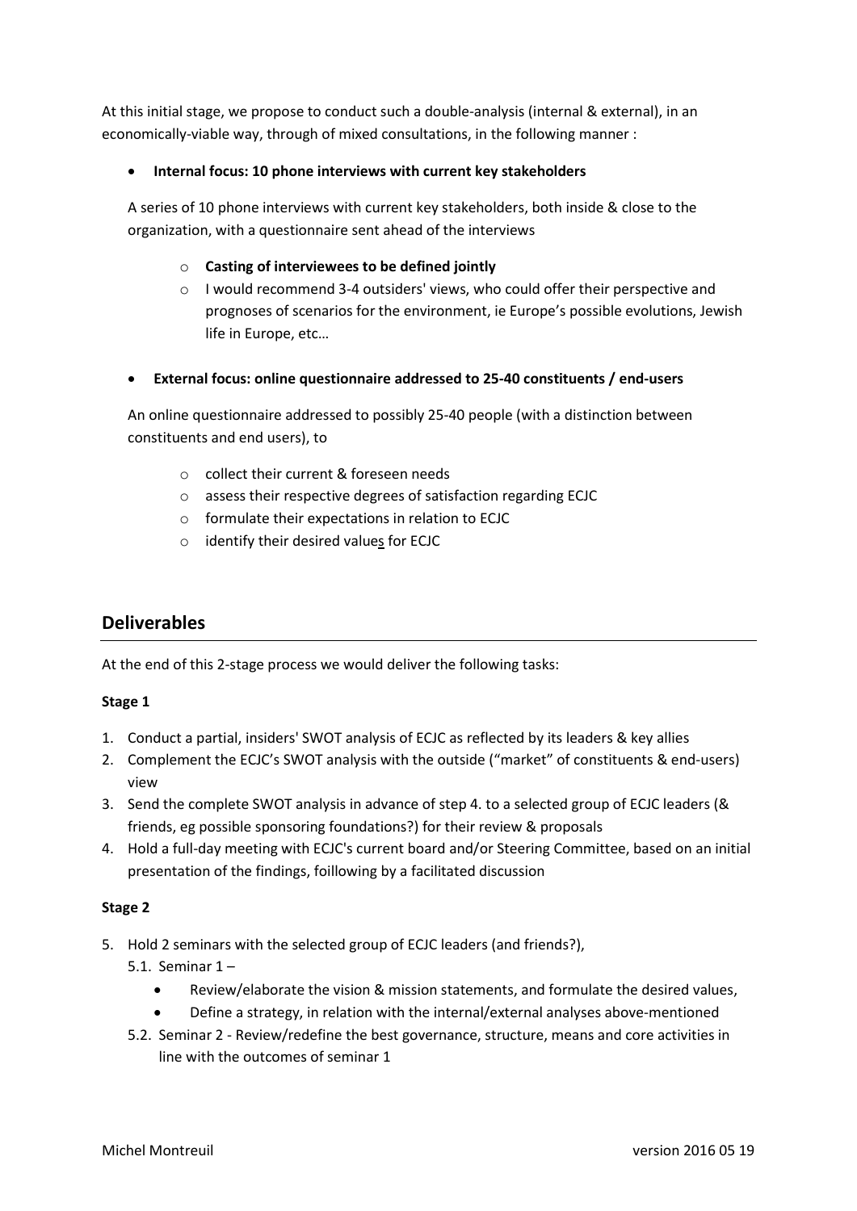At this initial stage, we propose to conduct such a double-analysis (internal & external), in an economically-viable way, through of mixed consultations, in the following manner :

- **Internal focus: 10 phone interviews with current key stakeholders**

  A series of 10 phone interviews with current key stakeholders, both inside & close to the organization, with a questionnaire sent ahead of the interviews

  - **Casting of interviewees to be defined jointly**
  - I would recommend 3-4 outsiders' views, who could offer their perspective and prognoses of scenarios for the environment, ie Europe's possible evolutions, Jewish life in Europe, etc…

- **External focus: online questionnaire addressed to 25-40 constituents / end-users**

  An online questionnaire addressed to possibly 25-40 people (with a distinction between constituents and end users), to

  - collect their current & foreseen needs
  - assess their respective degrees of satisfaction regarding ECJC
  - formulate their expectations in relation to ECJC
  - identify their desired values for ECJC

## Deliverables

At the end of this 2-stage process we would deliver the following tasks:

**Stage 1**

1. Conduct a partial, insiders' SWOT analysis of ECJC as reflected by its leaders & key allies
2. Complement the ECJC's SWOT analysis with the outside ("market" of constituents & end-users) view
3. Send the complete SWOT analysis in advance of step 4. to a selected group of ECJC leaders (& friends, eg possible sponsoring foundations?) for their review & proposals
4. Hold a full-day meeting with ECJC's current board and/or Steering Committee, based on an initial presentation of the findings, foillowing by a facilitated discussion

**Stage 2**

5. Hold 2 seminars with the selected group of ECJC leaders (and friends?),
   - 5.1. Seminar 1 –
     - Review/elaborate the vision & mission statements, and formulate the desired values,
     - Define a strategy, in relation with the internal/external analyses above-mentioned
   - 5.2. Seminar 2 - Review/redefine the best governance, structure, means and core activities in line with the outcomes of seminar 1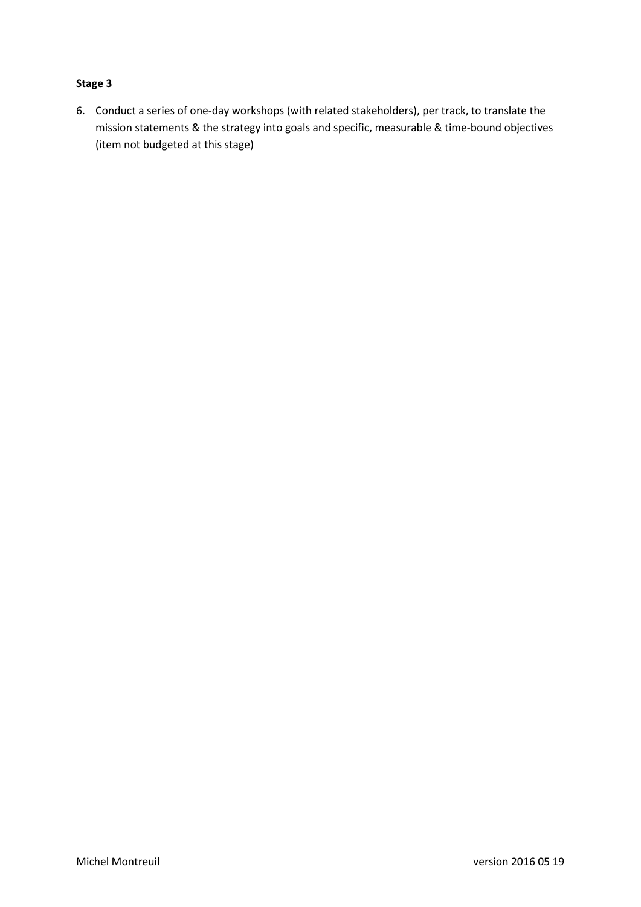**Stage 3**

6. Conduct a series of one-day workshops (with related stakeholders), per track, to translate the mission statements & the strategy into goals and specific, measurable & time-bound objectives (item not budgeted at this stage)

---

Michel Montreuil version 2016 05 19